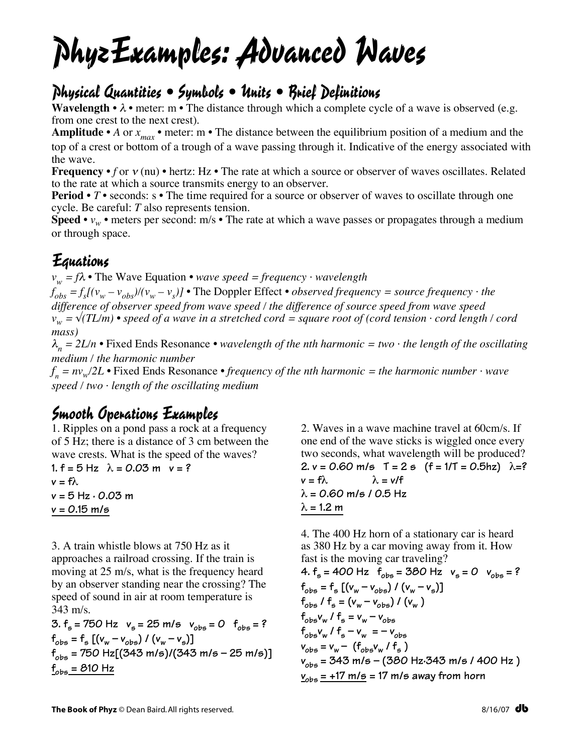# PhyzExamples: Advanced Waves

## Physical Quantities • Symbols • Units • Brief Definitions

**Wavelength** • $\lambda$ • meter: m • The distance through which a complete cycle of a wave is observed (e.g. from one crest to the next crest).

**Amplitude** • $A$ or $x_{max}$ • meter: m • The distance between the equilibrium position of a medium and the top of a crest or bottom of a trough of a wave passing through it. Indicative of the energy associated with the wave.

**Frequency** • $f$ or $\nu$ (nu) • hertz: Hz • The rate at which a source or observer of waves oscillates. Related to the rate at which a source transmits energy to an observer.

**Period** • $T$ • seconds: s • The time required for a source or observer of waves to oscillate through one cycle. Be careful: $T$ also represents tension.

**Speed** • $v_w$ • meters per second: m/s • The rate at which a wave passes or propagates through a medium or through space.

## Equations

$v_w = f\lambda$ • The Wave Equation • *wave speed = frequency · wavelength*

$f_{obs} = f_s[(v_w - v_{obs})/(v_w - v_s)]$ • The Doppler Effect • *observed frequency = source frequency · the difference of observer speed from wave speed / the difference of source speed from wave speed*

$v_w = \sqrt{(TL/m)}$ • *speed of a wave in a stretched cord = square root of (cord tension · cord length / cord mass)*

$\lambda_n = 2L/n$ • Fixed Ends Resonance • *wavelength of the nth harmonic = two · the length of the oscillating medium / the harmonic number*

$f_n = nv_w/2L$ • Fixed Ends Resonance • *frequency of the nth harmonic = the harmonic number · wave speed / two · length of the oscillating medium*

## Smooth Operations Examples

1. Ripples on a pond pass a rock at a frequency of 5 Hz; there is a distance of 3 cm between the wave crests. What is the speed of the waves?

1. $f = 5$ Hz  $\lambda = 0.03$ m  $v = ?$

$v = f\lambda$

$v = 5 \text{ Hz} \cdot 0.03 \text{ m}$

$\underline{v = 0.15 \text{ m/s}}$

2. Waves in a wave machine travel at 60cm/s. If one end of the wave sticks is wiggled once every two seconds, what wavelength will be produced?

2. $v = 0.60$ m/s  $T = 2$ s  ($f = 1/T = 0.5$hz)  $\lambda = ?$

$v = f\lambda$   $\lambda = v/f$

$\lambda = 0.60 \text{ m/s} / 0.5 \text{ Hz}$

$\underline{\lambda = 1.2 \text{ m}}$

3. A train whistle blows at 750 Hz as it approaches a railroad crossing. If the train is moving at 25 m/s, what is the frequency heard by an observer standing near the crossing? The speed of sound in air at room temperature is 343 m/s.

3. $f_s = 750$ Hz  $v_s = 25$ m/s  $v_{obs} = 0$  $f_{obs} = ?$

$f_{obs} = f_s [(v_w - v_{obs}) / (v_w - v_s)]$

$f_{obs} = 750 \text{ Hz}[(343 \text{ m/s})/(343 \text{ m/s} - 25 \text{ m/s})]$

$\underline{f_{obs} = 810 \text{ Hz}}$

4. The 400 Hz horn of a stationary car is heard as 380 Hz by a car moving away from it. How fast is the moving car traveling?

4. $f_s = 400$ Hz  $f_{obs} = 380$ Hz  $v_s = 0$  $v_{obs} = ?$

$f_{obs} = f_s [(v_w - v_{obs}) / (v_w - v_s)]$

$f_{obs} / f_s = (v_w - v_{obs}) / (v_w)$

$f_{obs}v_w / f_s = v_w - v_{obs}$

$f_{obs}v_w / f_s - v_w = -v_{obs}$

$v_{obs} = v_w - (f_{obs}v_w / f_s)$

$v_{obs} = 343 \text{ m/s} - (380 \text{ Hz} \cdot 343 \text{ m/s} / 400 \text{ Hz})$

$\underline{v_{obs} = +17 \text{ m/s}}$ = 17 m/s away from horn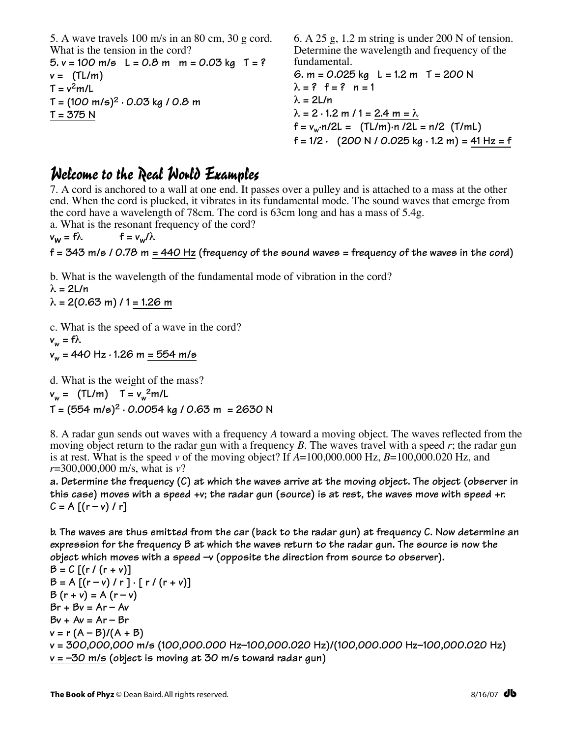5. A wave travels 100 m/s in an 80 cm, 30 g cord. What is the tension in the cord?

**5.** $v = 100$ m/s $L = 0.8$ m $m = 0.03$ kg $T = ?$
$v = \sqrt{(TL/m)}$
$T = v^2m/L$
$T = (100 \text{ m/s})^2 \cdot 0.03 \text{ kg} / 0.8 \text{ m}$
$T = 375$ N

6. A 25 g, 1.2 m string is under 200 N of tension. Determine the wavelength and frequency of the fundamental.

**6.** $m = 0.025$ kg $L = 1.2$ m $T = 200$ N
$\lambda = ?$ $f = ?$ $n = 1$
$\lambda = 2L/n$
$\lambda = 2 \cdot 1.2 \text{ m} / 1 = 2.4 \text{ m} = \lambda$
$f = v_w \cdot n/2L = \sqrt{(TL/m)} \cdot n / 2L = n/2 \sqrt{(T/mL)}$
$f = 1/2 \cdot \sqrt{(200 \text{ N} / 0.025 \text{ kg} \cdot 1.2 \text{ m})} = 41 \text{ Hz} = f$

## *Welcome to the Real World Examples*

7. A cord is anchored to a wall at one end. It passes over a pulley and is attached to a mass at the other end. When the cord is plucked, it vibrates in its fundamental mode. The sound waves that emerge from the cord have a wavelength of 78cm. The cord is 63cm long and has a mass of 5.4g.

a. What is the resonant frequency of the cord?

$v_W = f\lambda$ $f = v_w/\lambda$

$f = 343 \text{ m/s} / 0.78 \text{ m} = 440$ Hz (frequency of the sound waves = frequency of the waves in the cord)

b. What is the wavelength of the fundamental mode of vibration in the cord?

$\lambda = 2L/n$
$\lambda = 2(0.63 \text{ m}) / 1 = 1.26$ m

c. What is the speed of a wave in the cord?

$v_w = f\lambda$
$v_w = 440 \text{ Hz} \cdot 1.26 \text{ m} = 554$ m/s

d. What is the weight of the mass?

$v_w = \sqrt{(TL/m)}$ $T = v_w^2 m/L$
$T = (554 \text{ m/s})^2 \cdot 0.0054 \text{ kg} / 0.63 \text{ m} = 2630$ N

8. A radar gun sends out waves with a frequency *A* toward a moving object. The waves reflected from the moving object return to the radar gun with a frequency *B*. The waves travel with a speed *r*; the radar gun is at rest. What is the speed *v* of the moving object? If *A*=100,000.000 Hz, *B*=100,000.020 Hz, and *r*=300,000,000 m/s, what is *v*?

**a. Determine the frequency (C) at which the waves arrive at the moving object. The object (observer in this case) moves with a speed +v; the radar gun (source) is at rest, the waves move with speed +r.**
$C = A [(r - v) / r]$

**b. The waves are thus emitted from the car (back to the radar gun) at frequency C. Now determine an expression for the frequency B at which the waves return to the radar gun. The source is now the object which moves with a speed –v (opposite the direction from source to observer).**
$B = C [(r / (r + v)]$
$B = A [(r - v) / r] \cdot [r / (r + v)]$
$B (r + v) = A (r - v)$
$Br + Bv = Ar - Av$
$Bv + Av = Ar - Br$
$v = r (A - B)/(A + B)$
$v = 300{,}000{,}000 \text{ m/s} (100{,}000.000 \text{ Hz} - 100{,}000.020 \text{ Hz})/(100{,}000.000 \text{ Hz} - 100{,}000.020 \text{ Hz})$
$v = -30$ m/s (object is moving at 30 m/s toward radar gun)